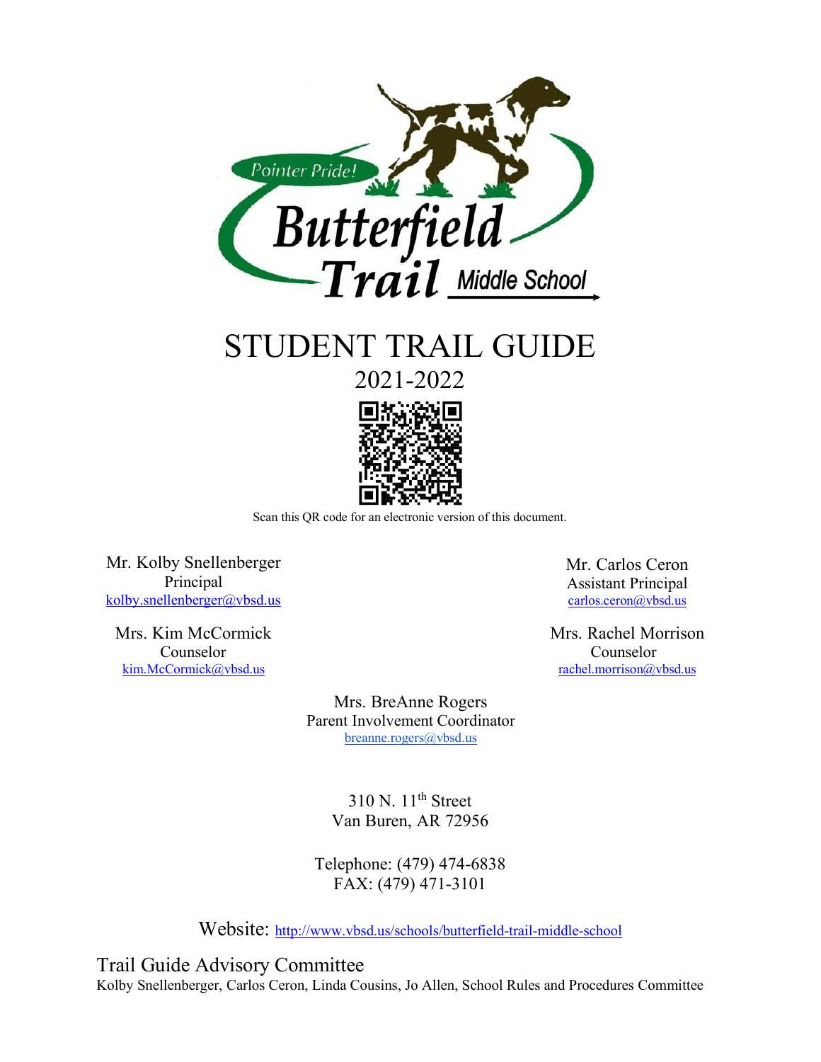Pointer Pride!

Butterfield Trail Middle School

# STUDENT TRAIL GUIDE

## 2021-2022

Scan this QR code for an electronic version of this document.

Mr. Kolby Snellenberger
Principal
kolby.snellenberger@vbsd.us

Mr. Carlos Ceron
Assistant Principal
carlos.ceron@vbsd.us

Mrs. Kim McCormick
Counselor
kim.McCormick@vbsd.us

Mrs. Rachel Morrison
Counselor
rachel.morrison@vbsd.us

Mrs. BreAnne Rogers
Parent Involvement Coordinator
breanne.rogers@vbsd.us

310 N. 11th Street
Van Buren, AR 72956

Telephone: (479) 474-6838
FAX: (479) 471-3101

Website: http://www.vbsd.us/schools/butterfield-trail-middle-school

### Trail Guide Advisory Committee

Kolby Snellenberger, Carlos Ceron, Linda Cousins, Jo Allen, School Rules and Procedures Committee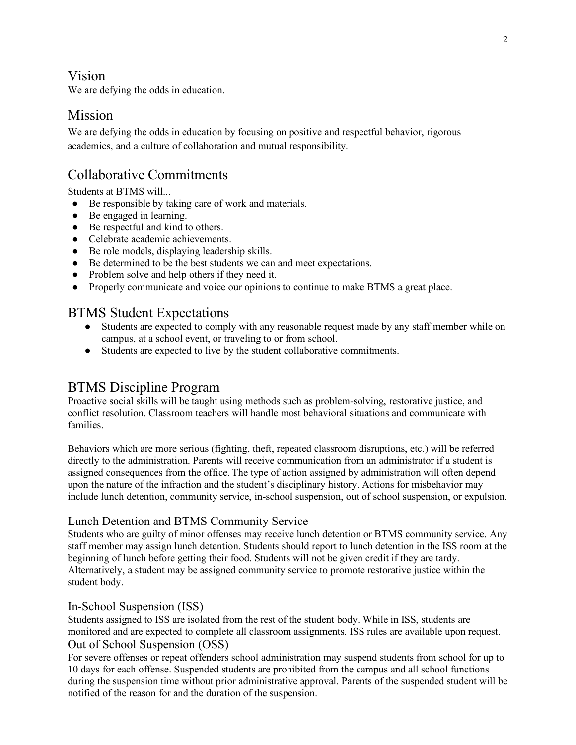## Vision

We are defying the odds in education.

## Mission

We are defying the odds in education by focusing on positive and respectful behavior, rigorous academics, and a culture of collaboration and mutual responsibility.

## Collaborative Commitments

Students at BTMS will...

- Be responsible by taking care of work and materials.
- Be engaged in learning.
- Be respectful and kind to others.
- Celebrate academic achievements.
- Be role models, displaying leadership skills.
- Be determined to be the best students we can and meet expectations.
- Problem solve and help others if they need it.
- Properly communicate and voice our opinions to continue to make BTMS a great place.

## BTMS Student Expectations

- Students are expected to comply with any reasonable request made by any staff member while on campus, at a school event, or traveling to or from school.
- Students are expected to live by the student collaborative commitments.

## BTMS Discipline Program

Proactive social skills will be taught using methods such as problem-solving, restorative justice, and conflict resolution. Classroom teachers will handle most behavioral situations and communicate with families.

Behaviors which are more serious (fighting, theft, repeated classroom disruptions, etc.) will be referred directly to the administration. Parents will receive communication from an administrator if a student is assigned consequences from the office. The type of action assigned by administration will often depend upon the nature of the infraction and the student's disciplinary history. Actions for misbehavior may include lunch detention, community service, in-school suspension, out of school suspension, or expulsion.

### Lunch Detention and BTMS Community Service

Students who are guilty of minor offenses may receive lunch detention or BTMS community service. Any staff member may assign lunch detention. Students should report to lunch detention in the ISS room at the beginning of lunch before getting their food. Students will not be given credit if they are tardy. Alternatively, a student may be assigned community service to promote restorative justice within the student body.

### In-School Suspension (ISS)

Students assigned to ISS are isolated from the rest of the student body. While in ISS, students are monitored and are expected to complete all classroom assignments. ISS rules are available upon request.

### Out of School Suspension (OSS)

For severe offenses or repeat offenders school administration may suspend students from school for up to 10 days for each offense. Suspended students are prohibited from the campus and all school functions during the suspension time without prior administrative approval. Parents of the suspended student will be notified of the reason for and the duration of the suspension.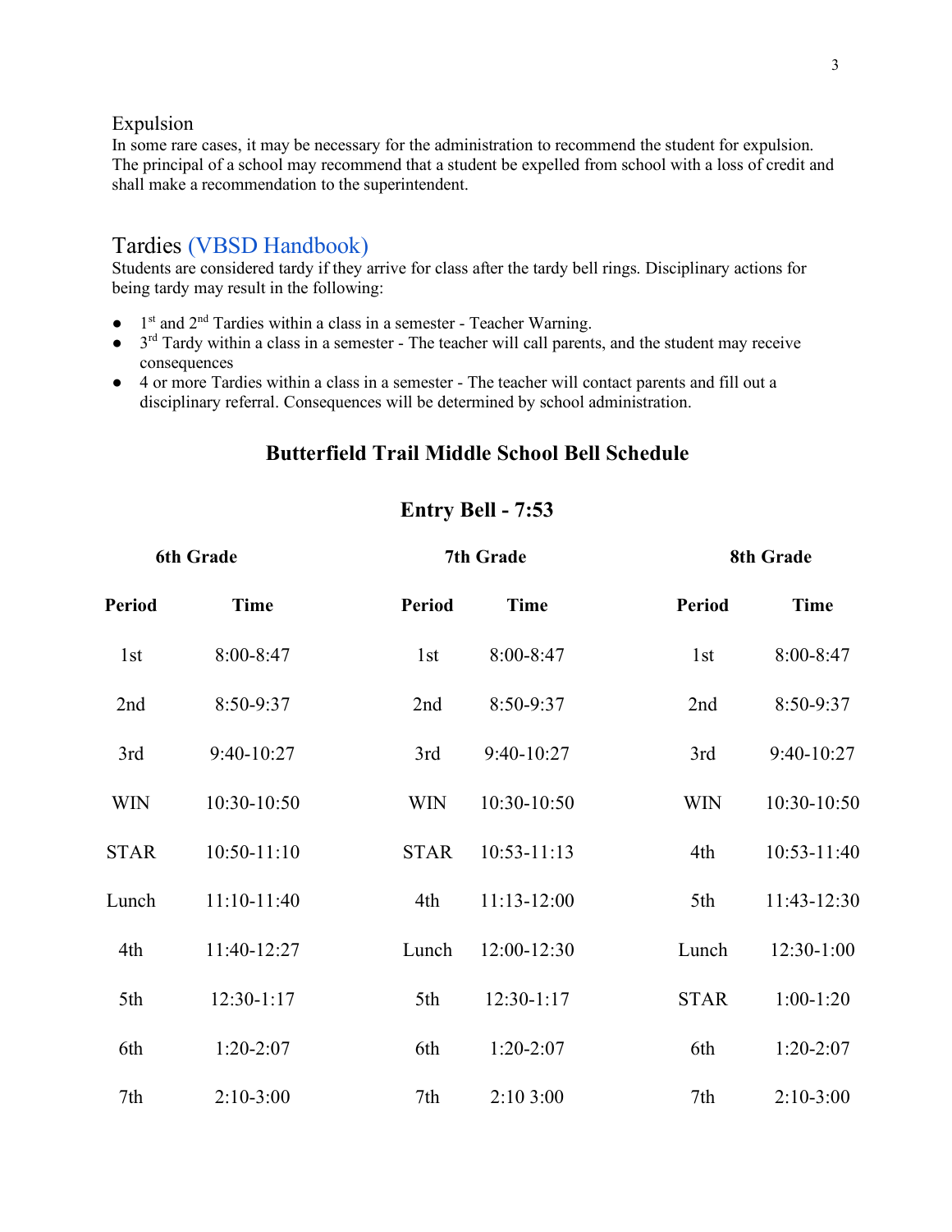## Expulsion

In some rare cases, it may be necessary for the administration to recommend the student for expulsion. The principal of a school may recommend that a student be expelled from school with a loss of credit and shall make a recommendation to the superintendent.

## Tardies (VBSD Handbook)

Students are considered tardy if they arrive for class after the tardy bell rings. Disciplinary actions for being tardy may result in the following:

- 1st and 2nd Tardies within a class in a semester - Teacher Warning.
- 3rd Tardy within a class in a semester - The teacher will call parents, and the student may receive consequences
- 4 or more Tardies within a class in a semester - The teacher will contact parents and fill out a disciplinary referral. Consequences will be determined by school administration.

## Butterfield Trail Middle School Bell Schedule

### Entry Bell - 7:53

| 6th Grade | | 7th Grade | | 8th Grade | |
|---|---|---|---|---|---|
| **Period** | **Time** | **Period** | **Time** | **Period** | **Time** |
| 1st | 8:00-8:47 | 1st | 8:00-8:47 | 1st | 8:00-8:47 |
| 2nd | 8:50-9:37 | 2nd | 8:50-9:37 | 2nd | 8:50-9:37 |
| 3rd | 9:40-10:27 | 3rd | 9:40-10:27 | 3rd | 9:40-10:27 |
| WIN | 10:30-10:50 | WIN | 10:30-10:50 | WIN | 10:30-10:50 |
| STAR | 10:50-11:10 | STAR | 10:53-11:13 | 4th | 10:53-11:40 |
| Lunch | 11:10-11:40 | 4th | 11:13-12:00 | 5th | 11:43-12:30 |
| 4th | 11:40-12:27 | Lunch | 12:00-12:30 | Lunch | 12:30-1:00 |
| 5th | 12:30-1:17 | 5th | 12:30-1:17 | STAR | 1:00-1:20 |
| 6th | 1:20-2:07 | 6th | 1:20-2:07 | 6th | 1:20-2:07 |
| 7th | 2:10-3:00 | 7th | 2:10 3:00 | 7th | 2:10-3:00 |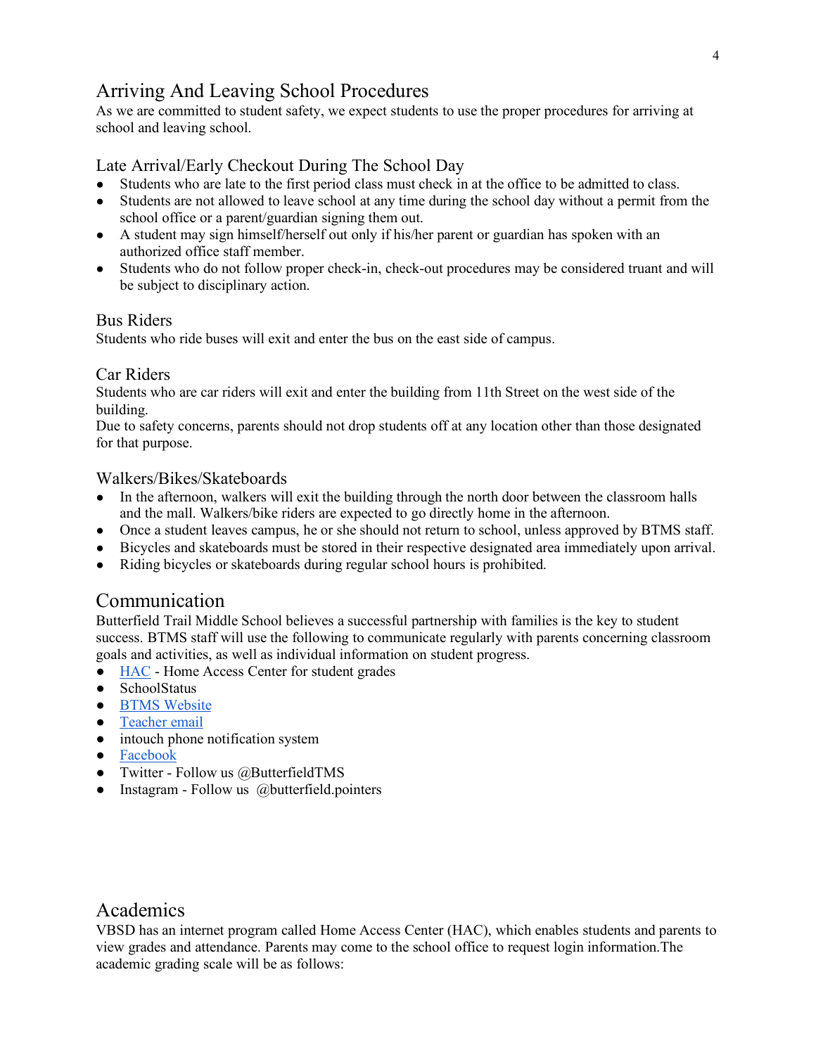## Arriving And Leaving School Procedures

As we are committed to student safety, we expect students to use the proper procedures for arriving at school and leaving school.

### Late Arrival/Early Checkout During The School Day

- Students who are late to the first period class must check in at the office to be admitted to class.
- Students are not allowed to leave school at any time during the school day without a permit from the school office or a parent/guardian signing them out.
- A student may sign himself/herself out only if his/her parent or guardian has spoken with an authorized office staff member.
- Students who do not follow proper check-in, check-out procedures may be considered truant and will be subject to disciplinary action.

### Bus Riders

Students who ride buses will exit and enter the bus on the east side of campus.

### Car Riders

Students who are car riders will exit and enter the building from 11th Street on the west side of the building.

Due to safety concerns, parents should not drop students off at any location other than those designated for that purpose.

### Walkers/Bikes/Skateboards

- In the afternoon, walkers will exit the building through the north door between the classroom halls and the mall. Walkers/bike riders are expected to go directly home in the afternoon.
- Once a student leaves campus, he or she should not return to school, unless approved by BTMS staff.
- Bicycles and skateboards must be stored in their respective designated area immediately upon arrival.
- Riding bicycles or skateboards during regular school hours is prohibited.

## Communication

Butterfield Trail Middle School believes a successful partnership with families is the key to student success. BTMS staff will use the following to communicate regularly with parents concerning classroom goals and activities, as well as individual information on student progress.

- HAC - Home Access Center for student grades
- SchoolStatus
- BTMS Website
- Teacher email
- intouch phone notification system
- Facebook
- Twitter - Follow us @ButterfieldTMS
- Instagram - Follow us @butterfield.pointers

## Academics

VBSD has an internet program called Home Access Center (HAC), which enables students and parents to view grades and attendance. Parents may come to the school office to request login information.The academic grading scale will be as follows: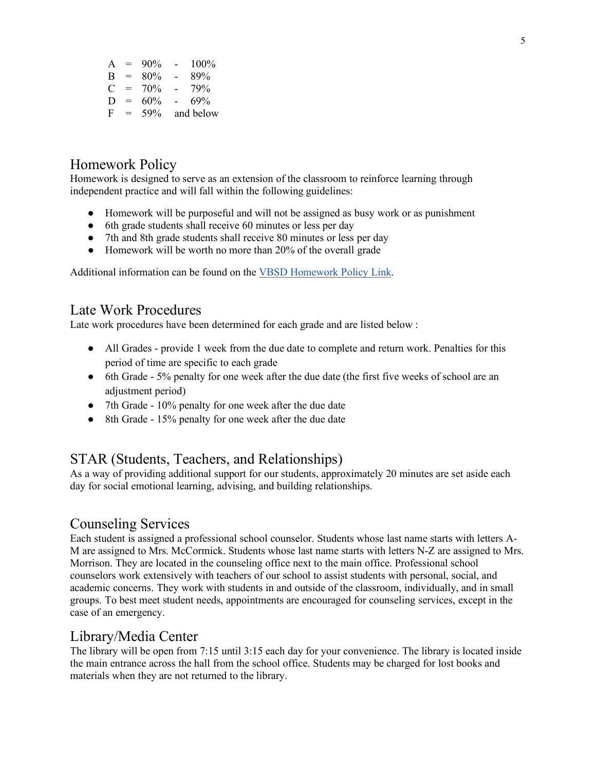A = 90% - 100%
B = 80% - 89%
C = 70% - 79%
D = 60% - 69%
F = 59% and below

## Homework Policy

Homework is designed to serve as an extension of the classroom to reinforce learning through independent practice and will fall within the following guidelines:

- Homework will be purposeful and will not be assigned as busy work or as punishment
- 6th grade students shall receive 60 minutes or less per day
- 7th and 8th grade students shall receive 80 minutes or less per day
- Homework will be worth no more than 20% of the overall grade

Additional information can be found on the VBSD Homework Policy Link.

## Late Work Procedures

Late work procedures have been determined for each grade and are listed below :

- All Grades - provide 1 week from the due date to complete and return work. Penalties for this period of time are specific to each grade
- 6th Grade - 5% penalty for one week after the due date (the first five weeks of school are an adjustment period)
- 7th Grade - 10% penalty for one week after the due date
- 8th Grade - 15% penalty for one week after the due date

## STAR (Students, Teachers, and Relationships)

As a way of providing additional support for our students, approximately 20 minutes are set aside each day for social emotional learning, advising, and building relationships.

## Counseling Services

Each student is assigned a professional school counselor. Students whose last name starts with letters A-M are assigned to Mrs. McCormick. Students whose last name starts with letters N-Z are assigned to Mrs. Morrison. They are located in the counseling office next to the main office. Professional school counselors work extensively with teachers of our school to assist students with personal, social, and academic concerns. They work with students in and outside of the classroom, individually, and in small groups. To best meet student needs, appointments are encouraged for counseling services, except in the case of an emergency.

## Library/Media Center

The library will be open from 7:15 until 3:15 each day for your convenience. The library is located inside the main entrance across the hall from the school office. Students may be charged for lost books and materials when they are not returned to the library.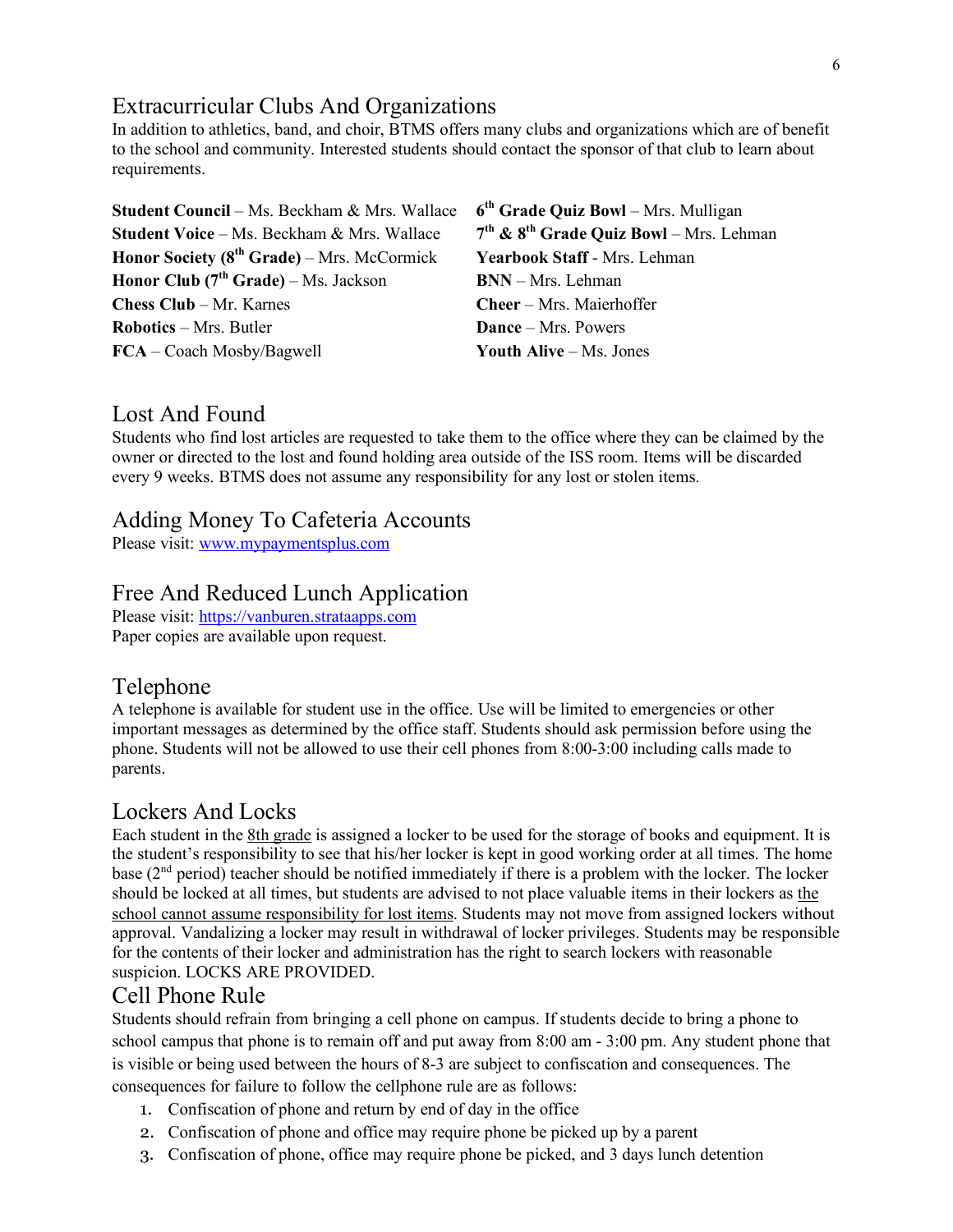## Extracurricular Clubs And Organizations

In addition to athletics, band, and choir, BTMS offers many clubs and organizations which are of benefit to the school and community. Interested students should contact the sponsor of that club to learn about requirements.

**Student Council** – Ms. Beckham & Mrs. Wallace
**Student Voice** – Ms. Beckham & Mrs. Wallace
**Honor Society (8th Grade)** – Mrs. McCormick
**Honor Club (7th Grade)** – Ms. Jackson
**Chess Club** – Mr. Karnes
**Robotics** – Mrs. Butler
**FCA** – Coach Mosby/Bagwell
**6th Grade Quiz Bowl** – Mrs. Mulligan
**7th & 8th Grade Quiz Bowl** – Mrs. Lehman
**Yearbook Staff** - Mrs. Lehman
**BNN** – Mrs. Lehman
**Cheer** – Mrs. Maierhoffer
**Dance** – Mrs. Powers
**Youth Alive** – Ms. Jones

## Lost And Found

Students who find lost articles are requested to take them to the office where they can be claimed by the owner or directed to the lost and found holding area outside of the ISS room. Items will be discarded every 9 weeks. BTMS does not assume any responsibility for any lost or stolen items.

## Adding Money To Cafeteria Accounts

Please visit: www.mypaymentsplus.com

## Free And Reduced Lunch Application

Please visit: https://vanburen.strataapps.com
Paper copies are available upon request.

## Telephone

A telephone is available for student use in the office. Use will be limited to emergencies or other important messages as determined by the office staff. Students should ask permission before using the phone. Students will not be allowed to use their cell phones from 8:00-3:00 including calls made to parents.

## Lockers And Locks

Each student in the 8th grade is assigned a locker to be used for the storage of books and equipment. It is the student's responsibility to see that his/her locker is kept in good working order at all times. The home base (2nd period) teacher should be notified immediately if there is a problem with the locker. The locker should be locked at all times, but students are advised to not place valuable items in their lockers as the school cannot assume responsibility for lost items. Students may not move from assigned lockers without approval. Vandalizing a locker may result in withdrawal of locker privileges. Students may be responsible for the contents of their locker and administration has the right to search lockers with reasonable suspicion. LOCKS ARE PROVIDED.

## Cell Phone Rule

Students should refrain from bringing a cell phone on campus. If students decide to bring a phone to school campus that phone is to remain off and put away from 8:00 am - 3:00 pm. Any student phone that is visible or being used between the hours of 8-3 are subject to confiscation and consequences. The consequences for failure to follow the cellphone rule are as follows:

1. Confiscation of phone and return by end of day in the office
2. Confiscation of phone and office may require phone be picked up by a parent
3. Confiscation of phone, office may require phone be picked, and 3 days lunch detention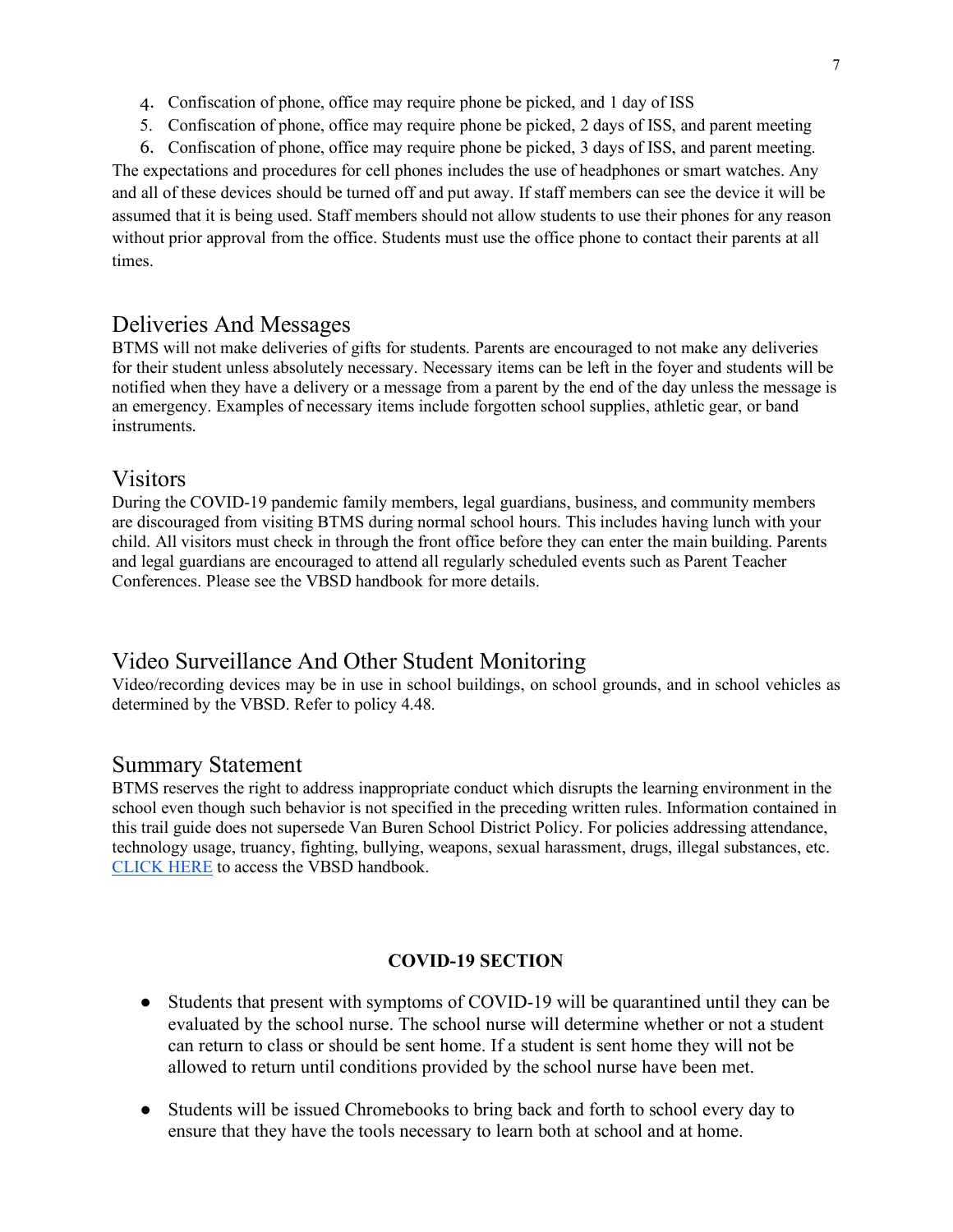4. Confiscation of phone, office may require phone be picked, and 1 day of ISS
5. Confiscation of phone, office may require phone be picked, 2 days of ISS, and parent meeting
6. Confiscation of phone, office may require phone be picked, 3 days of ISS, and parent meeting.

The expectations and procedures for cell phones includes the use of headphones or smart watches. Any and all of these devices should be turned off and put away. If staff members can see the device it will be assumed that it is being used. Staff members should not allow students to use their phones for any reason without prior approval from the office. Students must use the office phone to contact their parents at all times.

## Deliveries And Messages

BTMS will not make deliveries of gifts for students. Parents are encouraged to not make any deliveries for their student unless absolutely necessary. Necessary items can be left in the foyer and students will be notified when they have a delivery or a message from a parent by the end of the day unless the message is an emergency. Examples of necessary items include forgotten school supplies, athletic gear, or band instruments.

## Visitors

During the COVID-19 pandemic family members, legal guardians, business, and community members are discouraged from visiting BTMS during normal school hours. This includes having lunch with your child. All visitors must check in through the front office before they can enter the main building. Parents and legal guardians are encouraged to attend all regularly scheduled events such as Parent Teacher Conferences. Please see the VBSD handbook for more details.

## Video Surveillance And Other Student Monitoring

Video/recording devices may be in use in school buildings, on school grounds, and in school vehicles as determined by the VBSD. Refer to policy 4.48.

## Summary Statement

BTMS reserves the right to address inappropriate conduct which disrupts the learning environment in the school even though such behavior is not specified in the preceding written rules. Information contained in this trail guide does not supersede Van Buren School District Policy. For policies addressing attendance, technology usage, truancy, fighting, bullying, weapons, sexual harassment, drugs, illegal substances, etc. CLICK HERE to access the VBSD handbook.

**COVID-19 SECTION**

- Students that present with symptoms of COVID-19 will be quarantined until they can be evaluated by the school nurse. The school nurse will determine whether or not a student can return to class or should be sent home. If a student is sent home they will not be allowed to return until conditions provided by the school nurse have been met.

- Students will be issued Chromebooks to bring back and forth to school every day to ensure that they have the tools necessary to learn both at school and at home.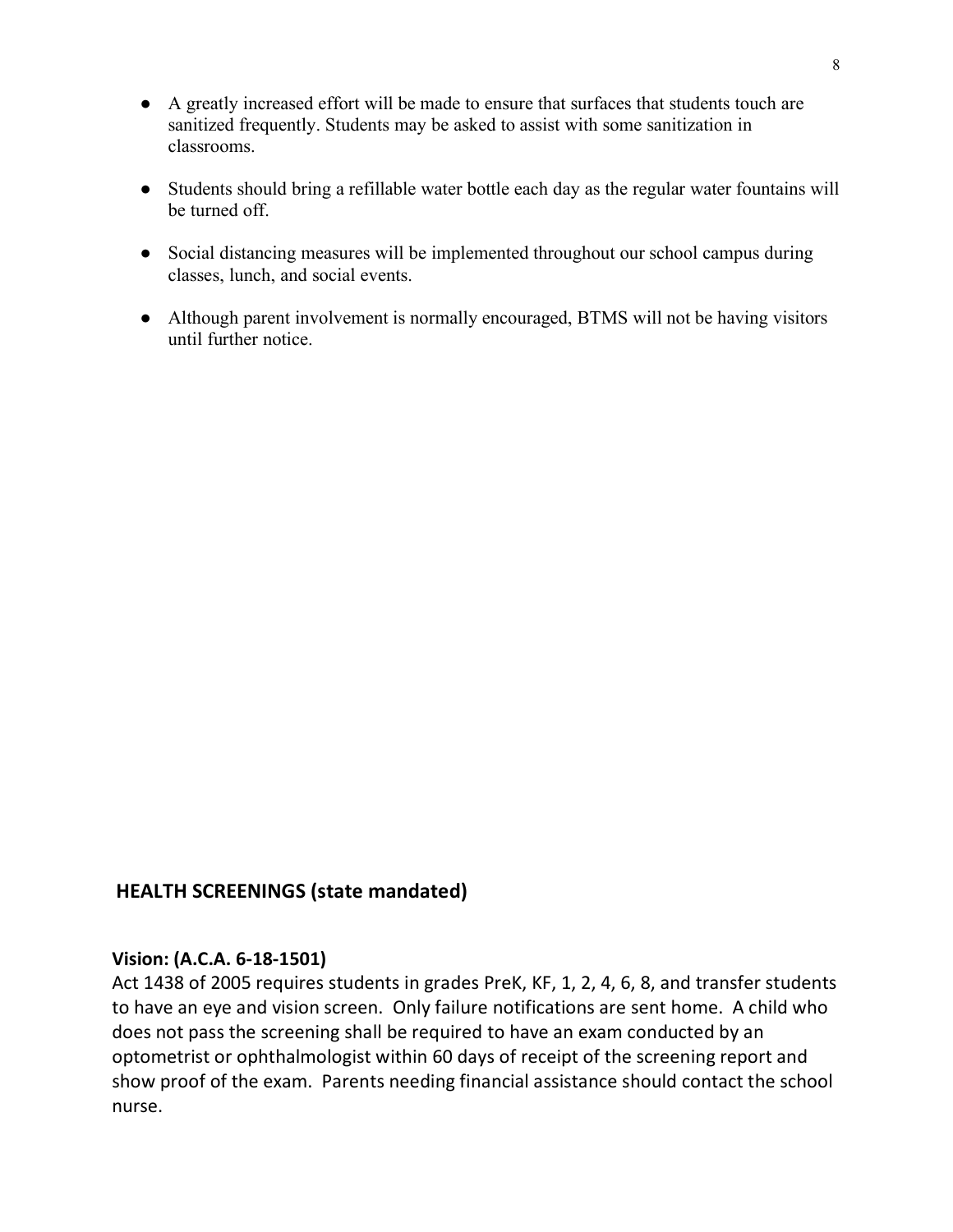- A greatly increased effort will be made to ensure that surfaces that students touch are sanitized frequently. Students may be asked to assist with some sanitization in classrooms.

- Students should bring a refillable water bottle each day as the regular water fountains will be turned off.

- Social distancing measures will be implemented throughout our school campus during classes, lunch, and social events.

- Although parent involvement is normally encouraged, BTMS will not be having visitors until further notice.

## HEALTH SCREENINGS (state mandated)

### Vision: (A.C.A. 6-18-1501)

Act 1438 of 2005 requires students in grades PreK, KF, 1, 2, 4, 6, 8, and transfer students to have an eye and vision screen. Only failure notifications are sent home. A child who does not pass the screening shall be required to have an exam conducted by an optometrist or ophthalmologist within 60 days of receipt of the screening report and show proof of the exam. Parents needing financial assistance should contact the school nurse.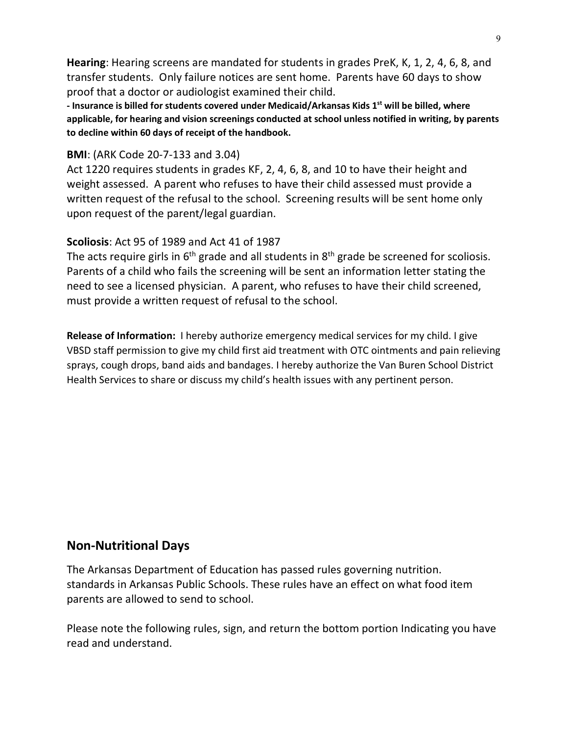**Hearing**: Hearing screens are mandated for students in grades PreK, K, 1, 2, 4, 6, 8, and transfer students. Only failure notices are sent home. Parents have 60 days to show proof that a doctor or audiologist examined their child.

**- Insurance is billed for students covered under Medicaid/Arkansas Kids 1st will be billed, where applicable, for hearing and vision screenings conducted at school unless notified in writing, by parents to decline within 60 days of receipt of the handbook.**

**BMI**: (ARK Code 20-7-133 and 3.04)

Act 1220 requires students in grades KF, 2, 4, 6, 8, and 10 to have their height and weight assessed. A parent who refuses to have their child assessed must provide a written request of the refusal to the school. Screening results will be sent home only upon request of the parent/legal guardian.

**Scoliosis**: Act 95 of 1989 and Act 41 of 1987

The acts require girls in 6th grade and all students in 8th grade be screened for scoliosis. Parents of a child who fails the screening will be sent an information letter stating the need to see a licensed physician. A parent, who refuses to have their child screened, must provide a written request of refusal to the school.

**Release of Information:** I hereby authorize emergency medical services for my child. I give VBSD staff permission to give my child first aid treatment with OTC ointments and pain relieving sprays, cough drops, band aids and bandages. I hereby authorize the Van Buren School District Health Services to share or discuss my child's health issues with any pertinent person.

## Non-Nutritional Days

The Arkansas Department of Education has passed rules governing nutrition. standards in Arkansas Public Schools. These rules have an effect on what food item parents are allowed to send to school.

Please note the following rules, sign, and return the bottom portion Indicating you have read and understand.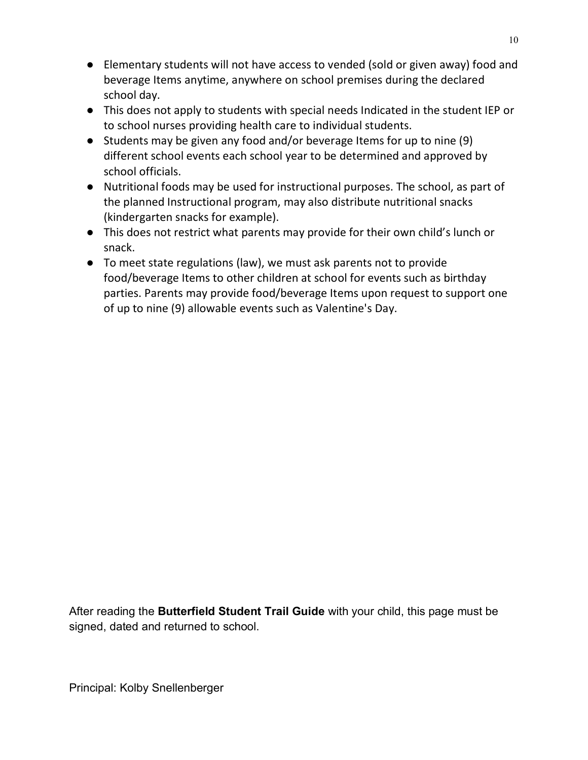- Elementary students will not have access to vended (sold or given away) food and beverage Items anytime, anywhere on school premises during the declared school day.
- This does not apply to students with special needs Indicated in the student IEP or to school nurses providing health care to individual students.
- Students may be given any food and/or beverage Items for up to nine (9) different school events each school year to be determined and approved by school officials.
- Nutritional foods may be used for instructional purposes. The school, as part of the planned Instructional program, may also distribute nutritional snacks (kindergarten snacks for example).
- This does not restrict what parents may provide for their own child's lunch or snack.
- To meet state regulations (law), we must ask parents not to provide food/beverage Items to other children at school for events such as birthday parties. Parents may provide food/beverage Items upon request to support one of up to nine (9) allowable events such as Valentine's Day.

After reading the **Butterfield Student Trail Guide** with your child, this page must be signed, dated and returned to school.

Principal: Kolby Snellenberger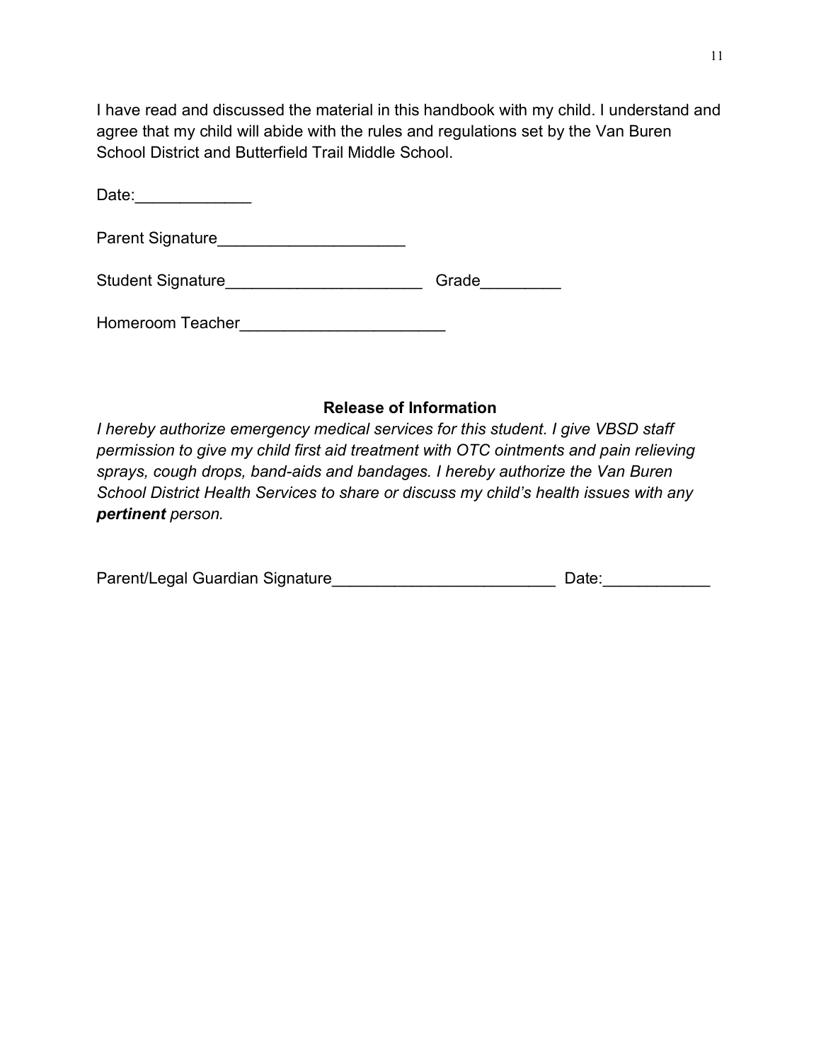I have read and discussed the material in this handbook with my child. I understand and agree that my child will abide with the rules and regulations set by the Van Buren School District and Butterfield Trail Middle School.

Date:_____________

Parent Signature_____________________

Student Signature______________________ Grade_________

Homeroom Teacher_______________________

### Release of Information

*I hereby authorize emergency medical services for this student. I give VBSD staff permission to give my child first aid treatment with OTC ointments and pain relieving sprays, cough drops, band-aids and bandages. I hereby authorize the Van Buren School District Health Services to share or discuss my child's health issues with any **pertinent** person.*

Parent/Legal Guardian Signature_________________________ Date:____________